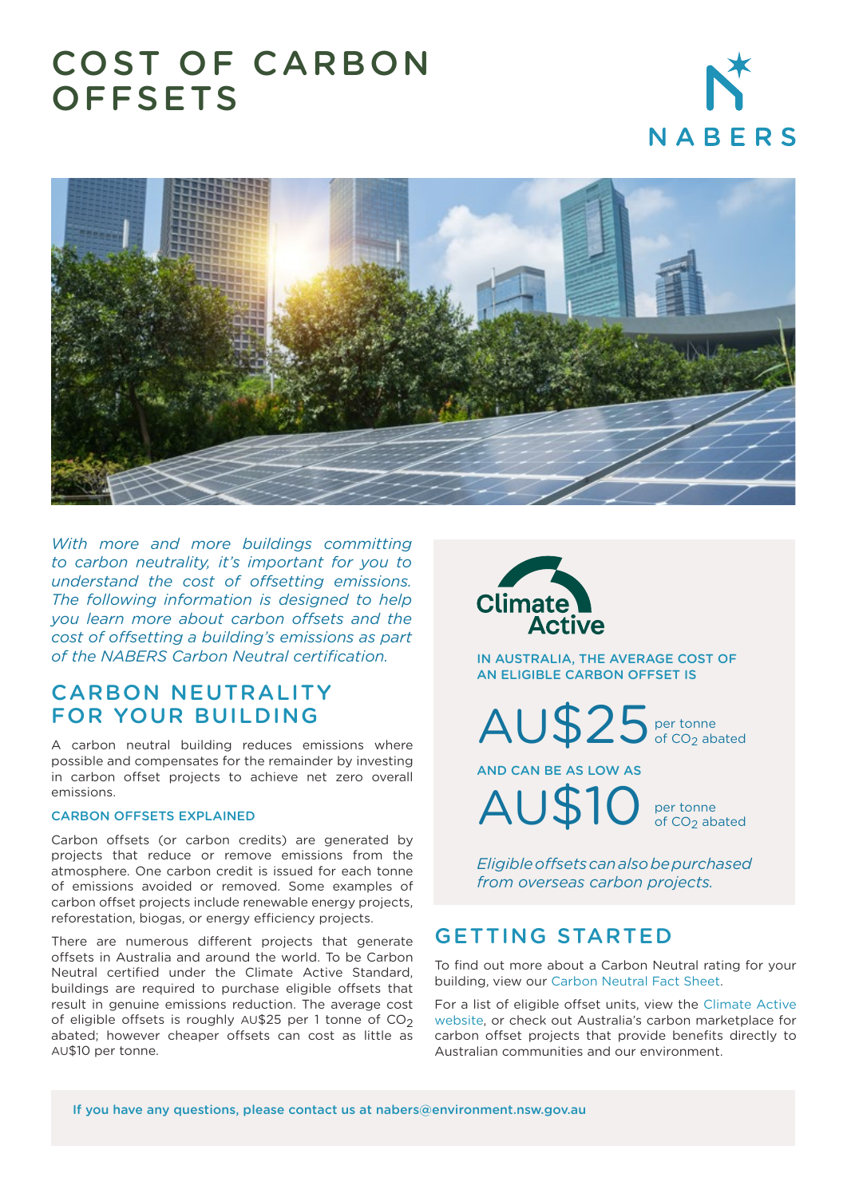# COST OF CARBON OFFSETS

NABERS

*With more and more buildings committing to carbon neutrality, it's important for you to understand the cost of offsetting emissions. The following information is designed to help you learn more about carbon offsets and the cost of offsetting a building's emissions as part of the NABERS Carbon Neutral certification.*

## CARBON NEUTRALITY FOR YOUR BUILDING

A carbon neutral building reduces emissions where possible and compensates for the remainder by investing in carbon offset projects to achieve net zero overall emissions.

### CARBON OFFSETS EXPLAINED

Carbon offsets (or carbon credits) are generated by projects that reduce or remove emissions from the atmosphere. One carbon credit is issued for each tonne of emissions avoided or removed. Some examples of carbon offset projects include renewable energy projects, reforestation, biogas, or energy efficiency projects.

There are numerous different projects that generate offsets in Australia and around the world. To be Carbon Neutral certified under the Climate Active Standard, buildings are required to purchase eligible offsets that result in genuine emissions reduction. The average cost of eligible offsets is roughly AU$25 per 1 tonne of $CO_2$ abated; however cheaper offsets can cost as little as AU$10 per tonne.

Climate Active

IN AUSTRALIA, THE AVERAGE COST OF AN ELIGIBLE CARBON OFFSET IS

**AU$25** per tonne of $CO_2$ abated

AND CAN BE AS LOW AS

**AU$10** per tonne of $CO_2$ abated

*Eligible offsets can also be purchased from overseas carbon projects.*

## GETTING STARTED

To find out more about a Carbon Neutral rating for your building, view our Carbon Neutral Fact Sheet.

For a list of eligible offset units, view the Climate Active website, or check out Australia's carbon marketplace for carbon offset projects that provide benefits directly to Australian communities and our environment.

If you have any questions, please contact us at nabers@environment.nsw.gov.au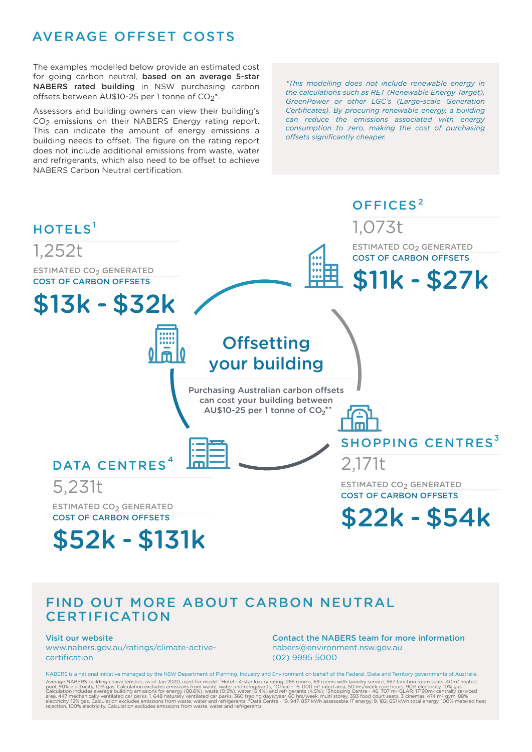## AVERAGE OFFSET COSTS

The examples modelled below provide an estimated cost for going carbon neutral, **based on an average 5-star NABERS rated building** in NSW purchasing carbon offsets between AU$10-25 per 1 tonne of $CO_2$*.

Assessors and building owners can view their building's $CO_2$ emissions on their NABERS Energy rating report. This can indicate the amount of energy emissions a building needs to offset. The figure on the rating report does not include additional emissions from waste, water and refrigerants, which also need to be offset to achieve NABERS Carbon Neutral certification.

*\*This modelling does not include renewable energy in the calculations such as RET (Renewable Energy Target), GreenPower or other LGC's (Large-scale Generation Certificates). By procuring renewable energy, a building can reduce the emissions associated with energy consumption to zero, making the cost of purchasing offsets significantly cheaper.*

### Offsetting your building

Purchasing Australian carbon offsets can cost your building between AU$10-25 per 1 tonne of $CO_2$**

### HOTELS[1]

1,252t

ESTIMATED $CO_2$ GENERATED

COST OF CARBON OFFSETS

**$13k - $32k**

### OFFICES[2]

1,073t

ESTIMATED $CO_2$ GENERATED

COST OF CARBON OFFSETS

**$11k - $27k**

### SHOPPING CENTRES[3]

2,171t

ESTIMATED $CO_2$ GENERATED

COST OF CARBON OFFSETS

**$22k - $54k**

### DATA CENTRES[4]

5,231t

ESTIMATED $CO_2$ GENERATED

COST OF CARBON OFFSETS

**$52k - $131k**

## FIND OUT MORE ABOUT CARBON NEUTRAL CERTIFICATION

**Visit our website**
www.nabers.gov.au/ratings/climate-active-certification

**Contact the NABERS team for more information**
nabers@environment.nsw.gov.au
(02) 9995 5000

NABERS is a national initiative managed by the NSW Department of Planning, Industry and Environment on behalf of the Federal, State and Territory governments of Australia.

Average NABERS building characteristics, as of Jan 2020, used for model: [1]Hotel - 4-star luxury rating, 265 rooms, 69 rooms with laundry service, 567 function room seats, 40m² heated pool, 90% electricity, 10% gas. Calculation excludes emissions from waste, water and refrigerants; [2]Office - 15, 000 m² rated area, 50 hrs/week core hours, 90% electricity, 10% gas. Calculation includes average building emissions for energy (88.6%), waste (0.5%), water (6.4%) and refrigerants (4.5%); [3]Shopping Centre - 46, 707 m² GLAR, 17190m² centrally serviced area, 447 mechanically ventilated car parks, 1, 648 naturally ventilated car parks, 360 trading days/year, 60 hrs/week, multi storey, 393 food court seats, 3 cinemas, 474 m² gym, 88% electricity, 12% gas. Calculation excludes emissions from waste, water and refrigerants; [4]Data Centre - 19, 947, 837 kWh assessable IT energy, 9, 182, 651 kWh total energy, 100% metered heat rejection, 100% electricity. Calculation excludes emissions from waste, water and refrigerants.